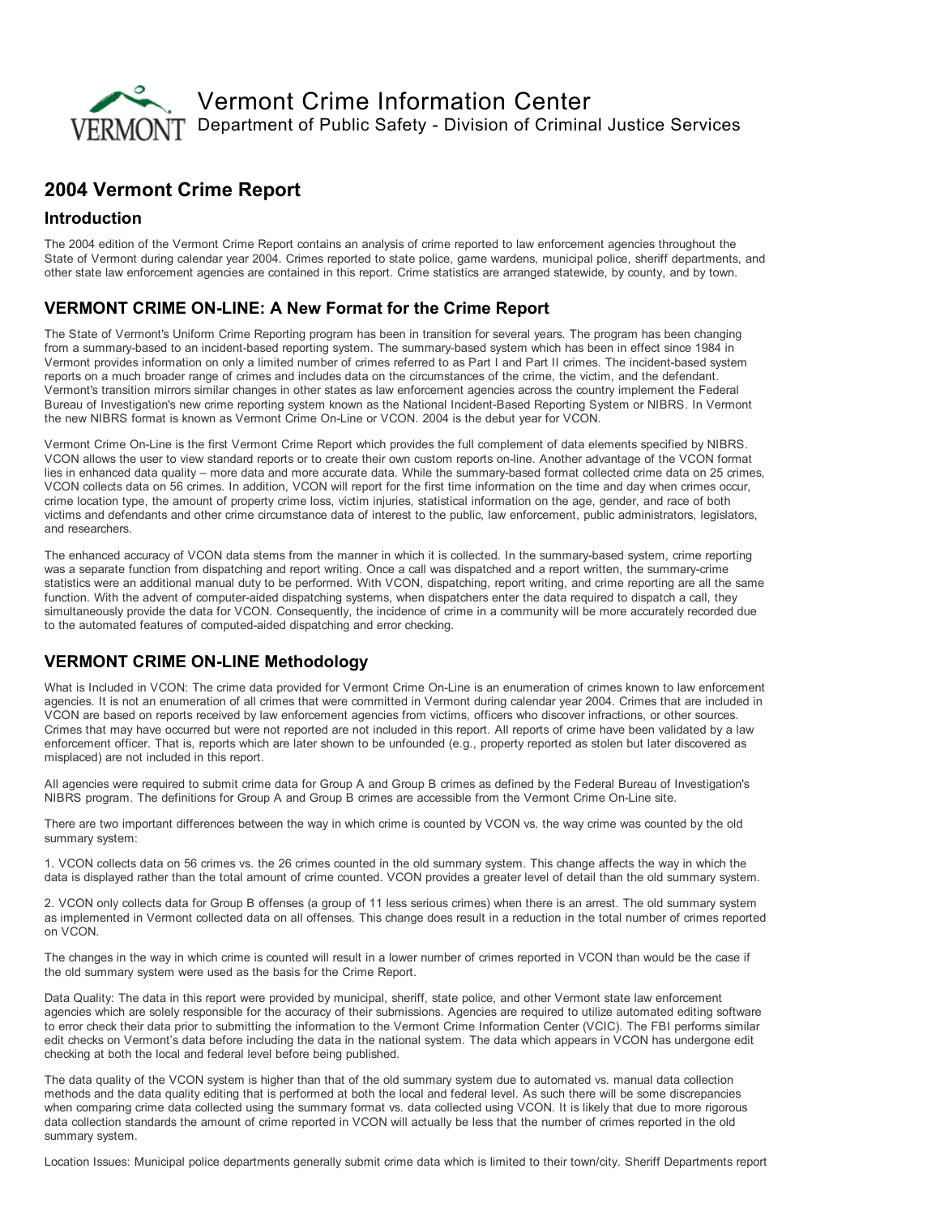Vermont Crime Information Center

Department of Public Safety - Division of Criminal Justice Services

## 2004 Vermont Crime Report

### Introduction

The 2004 edition of the Vermont Crime Report contains an analysis of crime reported to law enforcement agencies throughout the State of Vermont during calendar year 2004. Crimes reported to state police, game wardens, municipal police, sheriff departments, and other state law enforcement agencies are contained in this report. Crime statistics are arranged statewide, by county, and by town.

### VERMONT CRIME ON-LINE: A New Format for the Crime Report

The State of Vermont's Uniform Crime Reporting program has been in transition for several years. The program has been changing from a summary-based to an incident-based reporting system. The summary-based system which has been in effect since 1984 in Vermont provides information on only a limited number of crimes referred to as Part I and Part II crimes. The incident-based system reports on a much broader range of crimes and includes data on the circumstances of the crime, the victim, and the defendant. Vermont's transition mirrors similar changes in other states as law enforcement agencies across the country implement the Federal Bureau of Investigation's new crime reporting system known as the National Incident-Based Reporting System or NIBRS. In Vermont the new NIBRS format is known as Vermont Crime On-Line or VCON. 2004 is the debut year for VCON.

Vermont Crime On-Line is the first Vermont Crime Report which provides the full complement of data elements specified by NIBRS. VCON allows the user to view standard reports or to create their own custom reports on-line. Another advantage of the VCON format lies in enhanced data quality – more data and more accurate data. While the summary-based format collected crime data on 25 crimes, VCON collects data on 56 crimes. In addition, VCON will report for the first time information on the time and day when crimes occur, crime location type, the amount of property crime loss, victim injuries, statistical information on the age, gender, and race of both victims and defendants and other crime circumstance data of interest to the public, law enforcement, public administrators, legislators, and researchers.

The enhanced accuracy of VCON data stems from the manner in which it is collected. In the summary-based system, crime reporting was a separate function from dispatching and report writing. Once a call was dispatched and a report written, the summary-crime statistics were an additional manual duty to be performed. With VCON, dispatching, report writing, and crime reporting are all the same function. With the advent of computer-aided dispatching systems, when dispatchers enter the data required to dispatch a call, they simultaneously provide the data for VCON. Consequently, the incidence of crime in a community will be more accurately recorded due to the automated features of computed-aided dispatching and error checking.

### VERMONT CRIME ON-LINE Methodology

What is Included in VCON: The crime data provided for Vermont Crime On-Line is an enumeration of crimes known to law enforcement agencies. It is not an enumeration of all crimes that were committed in Vermont during calendar year 2004. Crimes that are included in VCON are based on reports received by law enforcement agencies from victims, officers who discover infractions, or other sources. Crimes that may have occurred but were not reported are not included in this report. All reports of crime have been validated by a law enforcement officer. That is, reports which are later shown to be unfounded (e.g., property reported as stolen but later discovered as misplaced) are not included in this report.

All agencies were required to submit crime data for Group A and Group B crimes as defined by the Federal Bureau of Investigation's NIBRS program. The definitions for Group A and Group B crimes are accessible from the Vermont Crime On-Line site.

There are two important differences between the way in which crime is counted by VCON vs. the way crime was counted by the old summary system:

1. VCON collects data on 56 crimes vs. the 26 crimes counted in the old summary system. This change affects the way in which the data is displayed rather than the total amount of crime counted. VCON provides a greater level of detail than the old summary system.

2. VCON only collects data for Group B offenses (a group of 11 less serious crimes) when there is an arrest. The old summary system as implemented in Vermont collected data on all offenses. This change does result in a reduction in the total number of crimes reported on VCON.

The changes in the way in which crime is counted will result in a lower number of crimes reported in VCON than would be the case if the old summary system were used as the basis for the Crime Report.

Data Quality: The data in this report were provided by municipal, sheriff, state police, and other Vermont state law enforcement agencies which are solely responsible for the accuracy of their submissions. Agencies are required to utilize automated editing software to error check their data prior to submitting the information to the Vermont Crime Information Center (VCIC). The FBI performs similar edit checks on Vermont's data before including the data in the national system. The data which appears in VCON has undergone edit checking at both the local and federal level before being published.

The data quality of the VCON system is higher than that of the old summary system due to automated vs. manual data collection methods and the data quality editing that is performed at both the local and federal level. As such there will be some discrepancies when comparing crime data collected using the summary format vs. data collected using VCON. It is likely that due to more rigorous data collection standards the amount of crime reported in VCON will actually be less that the number of crimes reported in the old summary system.

Location Issues: Municipal police departments generally submit crime data which is limited to their town/city. Sheriff Departments report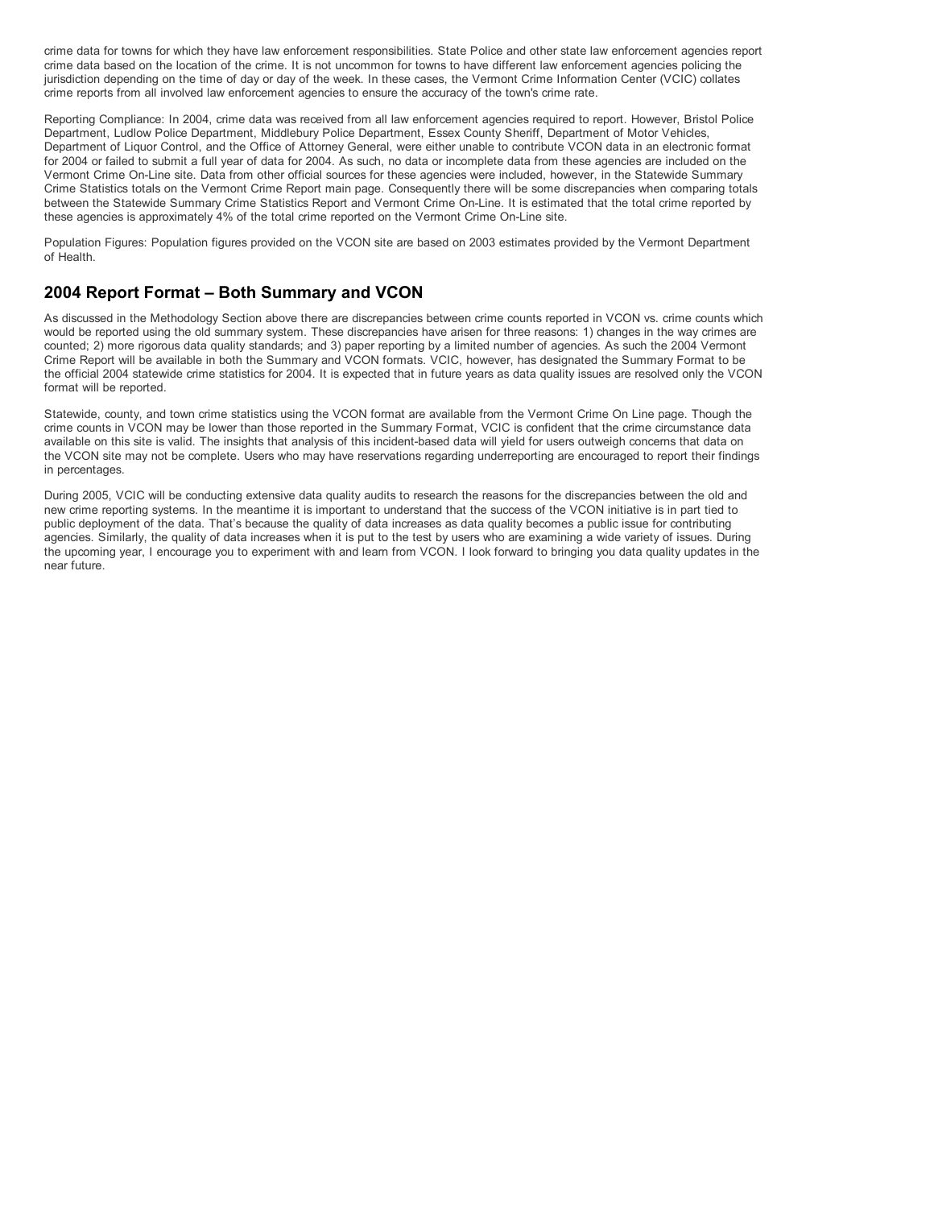crime data for towns for which they have law enforcement responsibilities. State Police and other state law enforcement agencies report crime data based on the location of the crime. It is not uncommon for towns to have different law enforcement agencies policing the jurisdiction depending on the time of day or day of the week. In these cases, the Vermont Crime Information Center (VCIC) collates crime reports from all involved law enforcement agencies to ensure the accuracy of the town's crime rate.

Reporting Compliance: In 2004, crime data was received from all law enforcement agencies required to report. However, Bristol Police Department, Ludlow Police Department, Middlebury Police Department, Essex County Sheriff, Department of Motor Vehicles, Department of Liquor Control, and the Office of Attorney General, were either unable to contribute VCON data in an electronic format for 2004 or failed to submit a full year of data for 2004. As such, no data or incomplete data from these agencies are included on the Vermont Crime On-Line site. Data from other official sources for these agencies were included, however, in the Statewide Summary Crime Statistics totals on the Vermont Crime Report main page. Consequently there will be some discrepancies when comparing totals between the Statewide Summary Crime Statistics Report and Vermont Crime On-Line. It is estimated that the total crime reported by these agencies is approximately 4% of the total crime reported on the Vermont Crime On-Line site.

Population Figures: Population figures provided on the VCON site are based on 2003 estimates provided by the Vermont Department of Health.

## 2004 Report Format – Both Summary and VCON

As discussed in the Methodology Section above there are discrepancies between crime counts reported in VCON vs. crime counts which would be reported using the old summary system. These discrepancies have arisen for three reasons: 1) changes in the way crimes are counted; 2) more rigorous data quality standards; and 3) paper reporting by a limited number of agencies. As such the 2004 Vermont Crime Report will be available in both the Summary and VCON formats. VCIC, however, has designated the Summary Format to be the official 2004 statewide crime statistics for 2004. It is expected that in future years as data quality issues are resolved only the VCON format will be reported.

Statewide, county, and town crime statistics using the VCON format are available from the Vermont Crime On Line page. Though the crime counts in VCON may be lower than those reported in the Summary Format, VCIC is confident that the crime circumstance data available on this site is valid. The insights that analysis of this incident-based data will yield for users outweigh concerns that data on the VCON site may not be complete. Users who may have reservations regarding underreporting are encouraged to report their findings in percentages.

During 2005, VCIC will be conducting extensive data quality audits to research the reasons for the discrepancies between the old and new crime reporting systems. In the meantime it is important to understand that the success of the VCON initiative is in part tied to public deployment of the data. That's because the quality of data increases as data quality becomes a public issue for contributing agencies. Similarly, the quality of data increases when it is put to the test by users who are examining a wide variety of issues. During the upcoming year, I encourage you to experiment with and learn from VCON. I look forward to bringing you data quality updates in the near future.